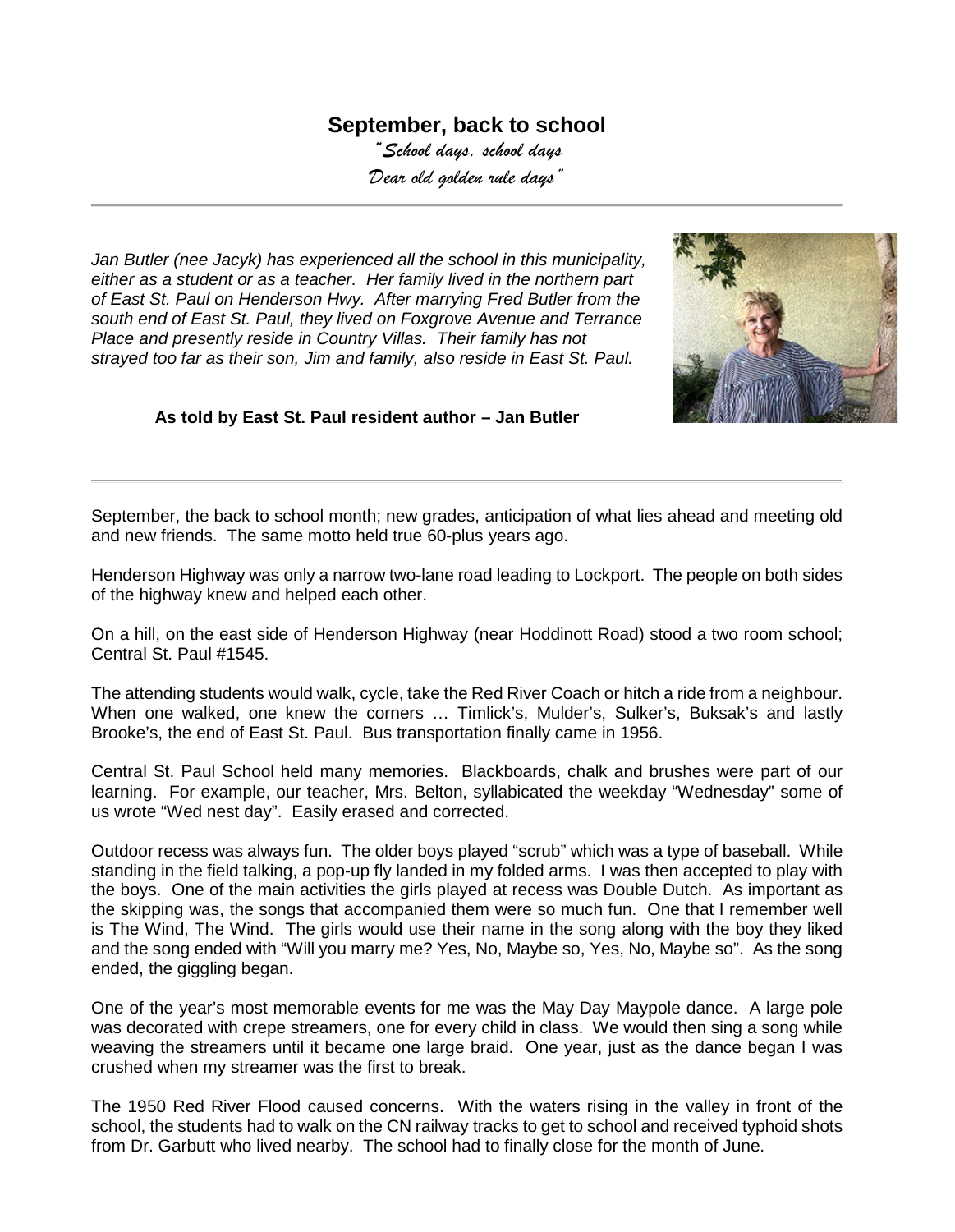# September, back to school

*"School days, school days*
*Dear old golden rule days"*

---

*Jan Butler (nee Jacyk) has experienced all the school in this municipality, either as a student or as a teacher. Her family lived in the northern part of East St. Paul on Henderson Hwy. After marrying Fred Butler from the south end of East St. Paul, they lived on Foxgrove Avenue and Terrance Place and presently reside in Country Villas. Their family has not strayed too far as their son, Jim and family, also reside in East St. Paul.*

**As told by East St. Paul resident author – Jan Butler**

---

September, the back to school month; new grades, anticipation of what lies ahead and meeting old and new friends. The same motto held true 60-plus years ago.

Henderson Highway was only a narrow two-lane road leading to Lockport. The people on both sides of the highway knew and helped each other.

On a hill, on the east side of Henderson Highway (near Hoddinott Road) stood a two room school; Central St. Paul #1545.

The attending students would walk, cycle, take the Red River Coach or hitch a ride from a neighbour. When one walked, one knew the corners … Timlick's, Mulder's, Sulker's, Buksak's and lastly Brooke's, the end of East St. Paul. Bus transportation finally came in 1956.

Central St. Paul School held many memories. Blackboards, chalk and brushes were part of our learning. For example, our teacher, Mrs. Belton, syllabicated the weekday "Wednesday" some of us wrote "Wed nest day". Easily erased and corrected.

Outdoor recess was always fun. The older boys played "scrub" which was a type of baseball. While standing in the field talking, a pop-up fly landed in my folded arms. I was then accepted to play with the boys. One of the main activities the girls played at recess was Double Dutch. As important as the skipping was, the songs that accompanied them were so much fun. One that I remember well is The Wind, The Wind. The girls would use their name in the song along with the boy they liked and the song ended with "Will you marry me? Yes, No, Maybe so, Yes, No, Maybe so". As the song ended, the giggling began.

One of the year's most memorable events for me was the May Day Maypole dance. A large pole was decorated with crepe streamers, one for every child in class. We would then sing a song while weaving the streamers until it became one large braid. One year, just as the dance began I was crushed when my streamer was the first to break.

The 1950 Red River Flood caused concerns. With the waters rising in the valley in front of the school, the students had to walk on the CN railway tracks to get to school and received typhoid shots from Dr. Garbutt who lived nearby. The school had to finally close for the month of June.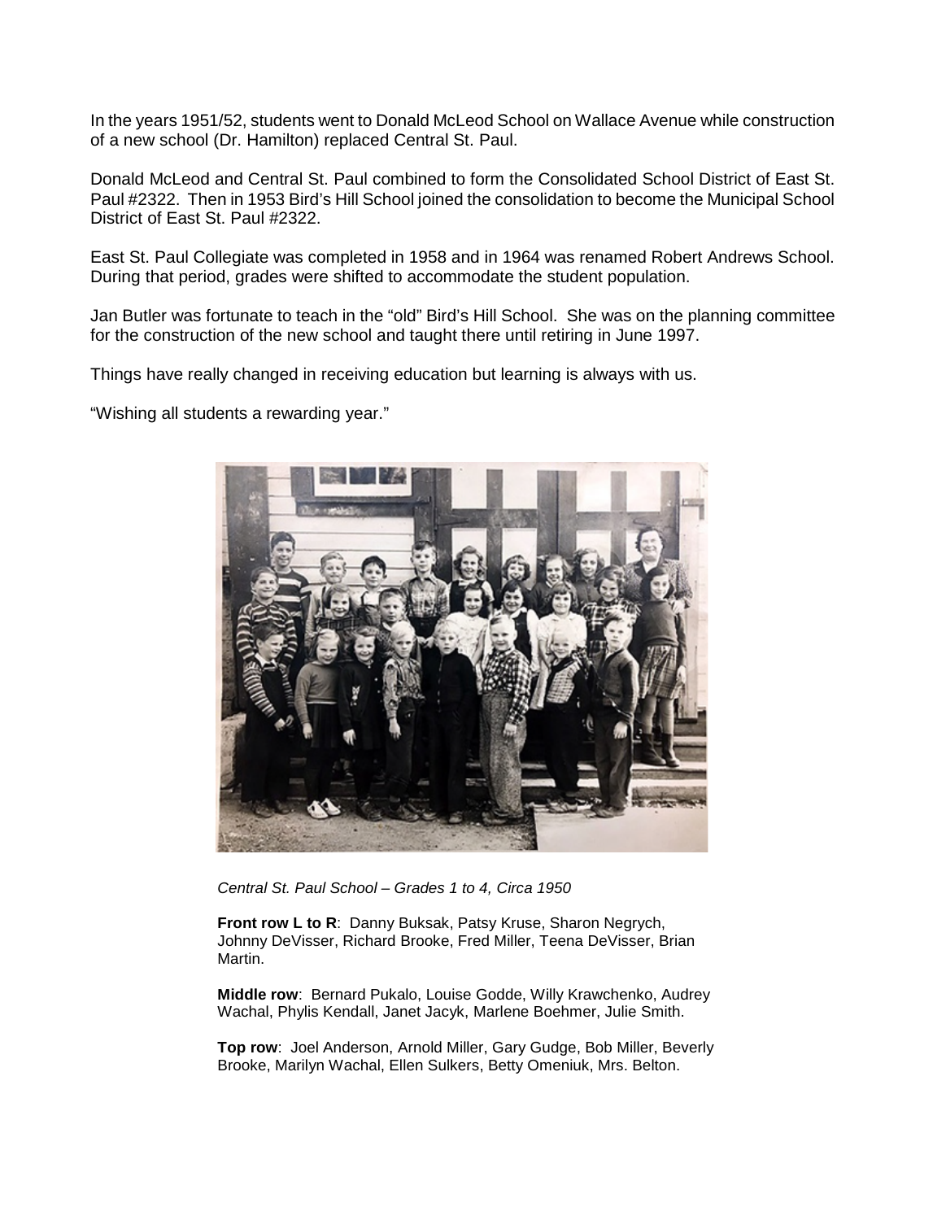In the years 1951/52, students went to Donald McLeod School on Wallace Avenue while construction of a new school (Dr. Hamilton) replaced Central St. Paul.

Donald McLeod and Central St. Paul combined to form the Consolidated School District of East St. Paul #2322. Then in 1953 Bird's Hill School joined the consolidation to become the Municipal School District of East St. Paul #2322.

East St. Paul Collegiate was completed in 1958 and in 1964 was renamed Robert Andrews School. During that period, grades were shifted to accommodate the student population.

Jan Butler was fortunate to teach in the "old" Bird's Hill School. She was on the planning committee for the construction of the new school and taught there until retiring in June 1997.

Things have really changed in receiving education but learning is always with us.

"Wishing all students a rewarding year."

*Central St. Paul School – Grades 1 to 4, Circa 1950*

**Front row L to R**: Danny Buksak, Patsy Kruse, Sharon Negrych, Johnny DeVisser, Richard Brooke, Fred Miller, Teena DeVisser, Brian Martin.

**Middle row**: Bernard Pukalo, Louise Godde, Willy Krawchenko, Audrey Wachal, Phylis Kendall, Janet Jacyk, Marlene Boehmer, Julie Smith.

**Top row**: Joel Anderson, Arnold Miller, Gary Gudge, Bob Miller, Beverly Brooke, Marilyn Wachal, Ellen Sulkers, Betty Omeniuk, Mrs. Belton.